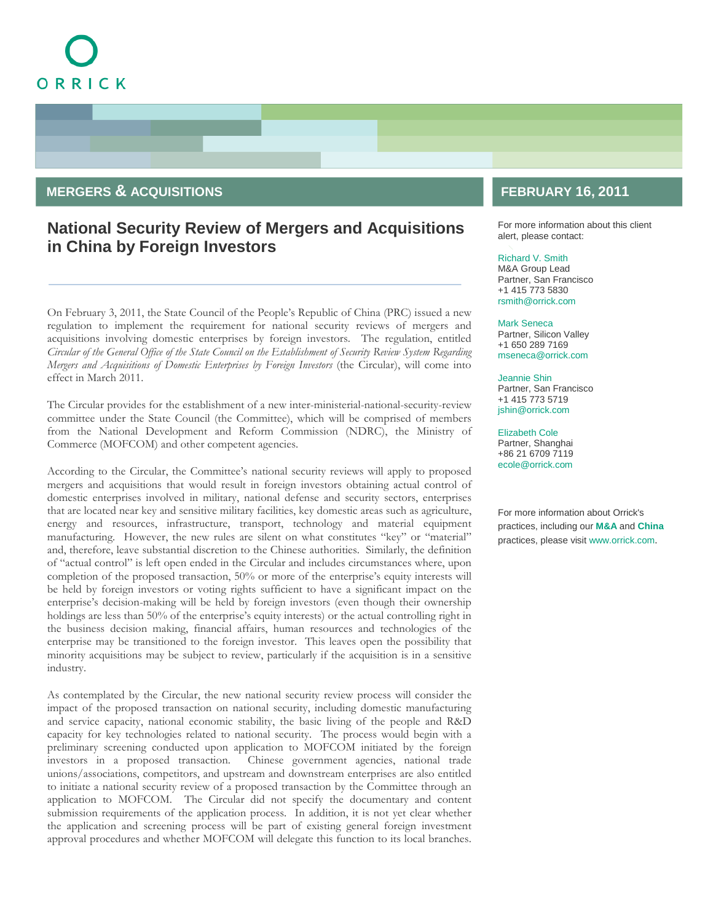ORRICK

MERGERS & ACQUISITIONS

FEBRUARY 16, 2011

# National Security Review of Mergers and Acquisitions in China by Foreign Investors

On February 3, 2011, the State Council of the People's Republic of China (PRC) issued a new regulation to implement the requirement for national security reviews of mergers and acquisitions involving domestic enterprises by foreign investors. The regulation, entitled *Circular of the General Office of the State Council on the Establishment of Security Review System Regarding Mergers and Acquisitions of Domestic Enterprises by Foreign Investors* (the Circular), will come into effect in March 2011.

The Circular provides for the establishment of a new inter-ministerial-national-security-review committee under the State Council (the Committee), which will be comprised of members from the National Development and Reform Commission (NDRC), the Ministry of Commerce (MOFCOM) and other competent agencies.

According to the Circular, the Committee's national security reviews will apply to proposed mergers and acquisitions that would result in foreign investors obtaining actual control of domestic enterprises involved in military, national defense and security sectors, enterprises that are located near key and sensitive military facilities, key domestic areas such as agriculture, energy and resources, infrastructure, transport, technology and material equipment manufacturing. However, the new rules are silent on what constitutes "key" or "material" and, therefore, leave substantial discretion to the Chinese authorities. Similarly, the definition of "actual control" is left open ended in the Circular and includes circumstances where, upon completion of the proposed transaction, 50% or more of the enterprise's equity interests will be held by foreign investors or voting rights sufficient to have a significant impact on the enterprise's decision-making will be held by foreign investors (even though their ownership holdings are less than 50% of the enterprise's equity interests) or the actual controlling right in the business decision making, financial affairs, human resources and technologies of the enterprise may be transitioned to the foreign investor. This leaves open the possibility that minority acquisitions may be subject to review, particularly if the acquisition is in a sensitive industry.

As contemplated by the Circular, the new national security review process will consider the impact of the proposed transaction on national security, including domestic manufacturing and service capacity, national economic stability, the basic living of the people and R&D capacity for key technologies related to national security. The process would begin with a preliminary screening conducted upon application to MOFCOM initiated by the foreign investors in a proposed transaction. Chinese government agencies, national trade unions/associations, competitors, and upstream and downstream enterprises are also entitled to initiate a national security review of a proposed transaction by the Committee through an application to MOFCOM. The Circular did not specify the documentary and content submission requirements of the application process. In addition, it is not yet clear whether the application and screening process will be part of existing general foreign investment approval procedures and whether MOFCOM will delegate this function to its local branches.

---

For more information about this client alert, please contact:

Richard V. Smith
M&A Group Lead
Partner, San Francisco
+1 415 773 5830
rsmith@orrick.com

Mark Seneca
Partner, Silicon Valley
+1 650 289 7169
mseneca@orrick.com

Jeannie Shin
Partner, San Francisco
+1 415 773 5719
jshin@orrick.com

Elizabeth Cole
Partner, Shanghai
+86 21 6709 7119
ecole@orrick.com

For more information about Orrick's practices, including our **M&A** and **China** practices, please visit www.orrick.com.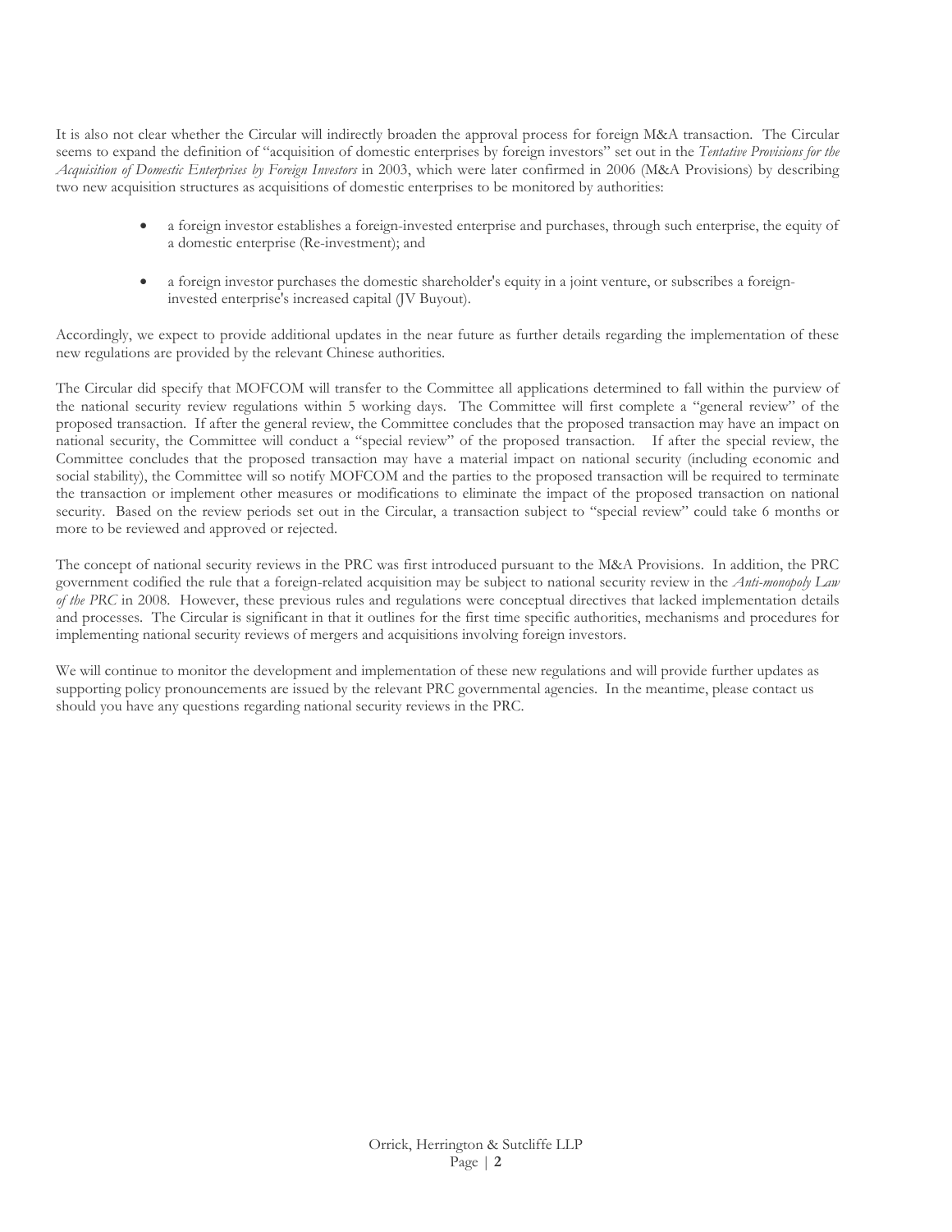It is also not clear whether the Circular will indirectly broaden the approval process for foreign M&A transaction. The Circular seems to expand the definition of "acquisition of domestic enterprises by foreign investors" set out in the *Tentative Provisions for the Acquisition of Domestic Enterprises by Foreign Investors* in 2003, which were later confirmed in 2006 (M&A Provisions) by describing two new acquisition structures as acquisitions of domestic enterprises to be monitored by authorities:

- a foreign investor establishes a foreign-invested enterprise and purchases, through such enterprise, the equity of a domestic enterprise (Re-investment); and
- a foreign investor purchases the domestic shareholder's equity in a joint venture, or subscribes a foreign-invested enterprise's increased capital (JV Buyout).

Accordingly, we expect to provide additional updates in the near future as further details regarding the implementation of these new regulations are provided by the relevant Chinese authorities.

The Circular did specify that MOFCOM will transfer to the Committee all applications determined to fall within the purview of the national security review regulations within 5 working days. The Committee will first complete a "general review" of the proposed transaction. If after the general review, the Committee concludes that the proposed transaction may have an impact on national security, the Committee will conduct a "special review" of the proposed transaction. If after the special review, the Committee concludes that the proposed transaction may have a material impact on national security (including economic and social stability), the Committee will so notify MOFCOM and the parties to the proposed transaction will be required to terminate the transaction or implement other measures or modifications to eliminate the impact of the proposed transaction on national security. Based on the review periods set out in the Circular, a transaction subject to "special review" could take 6 months or more to be reviewed and approved or rejected.

The concept of national security reviews in the PRC was first introduced pursuant to the M&A Provisions. In addition, the PRC government codified the rule that a foreign-related acquisition may be subject to national security review in the *Anti-monopoly Law of the PRC* in 2008. However, these previous rules and regulations were conceptual directives that lacked implementation details and processes. The Circular is significant in that it outlines for the first time specific authorities, mechanisms and procedures for implementing national security reviews of mergers and acquisitions involving foreign investors.

We will continue to monitor the development and implementation of these new regulations and will provide further updates as supporting policy pronouncements are issued by the relevant PRC governmental agencies. In the meantime, please contact us should you have any questions regarding national security reviews in the PRC.